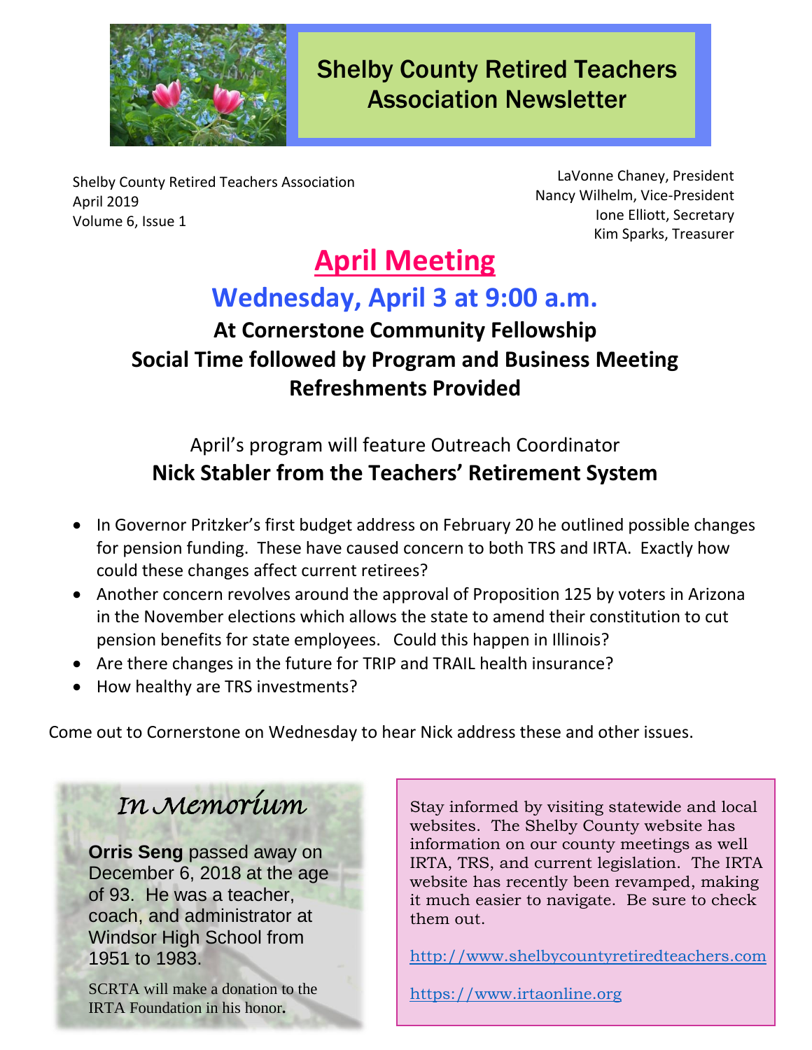# Shelby County Retired Teachers Association Newsletter

Shelby County Retired Teachers Association
April 2019
Volume 6, Issue 1

LaVonne Chaney, President
Nancy Wilhelm, Vice-President
Ione Elliott, Secretary
Kim Sparks, Treasurer

## April Meeting

### Wednesday, April 3 at 9:00 a.m.

**At Cornerstone Community Fellowship**
**Social Time followed by Program and Business Meeting**
**Refreshments Provided**

April's program will feature Outreach Coordinator
**Nick Stabler from the Teachers' Retirement System**

- In Governor Pritzker's first budget address on February 20 he outlined possible changes for pension funding. These have caused concern to both TRS and IRTA. Exactly how could these changes affect current retirees?
- Another concern revolves around the approval of Proposition 125 by voters in Arizona in the November elections which allows the state to amend their constitution to cut pension benefits for state employees. Could this happen in Illinois?
- Are there changes in the future for TRIP and TRAIL health insurance?
- How healthy are TRS investments?

Come out to Cornerstone on Wednesday to hear Nick address these and other issues.

## *In Memorium*

**Orris Seng** passed away on December 6, 2018 at the age of 93. He was a teacher, coach, and administrator at Windsor High School from 1951 to 1983.

SCRTA will make a donation to the IRTA Foundation in his honor.

Stay informed by visiting statewide and local websites. The Shelby County website has information on our county meetings as well IRTA, TRS, and current legislation. The IRTA website has recently been revamped, making it much easier to navigate. Be sure to check them out.

http://www.shelbycountyretiredteachers.com

https://www.irtaonline.org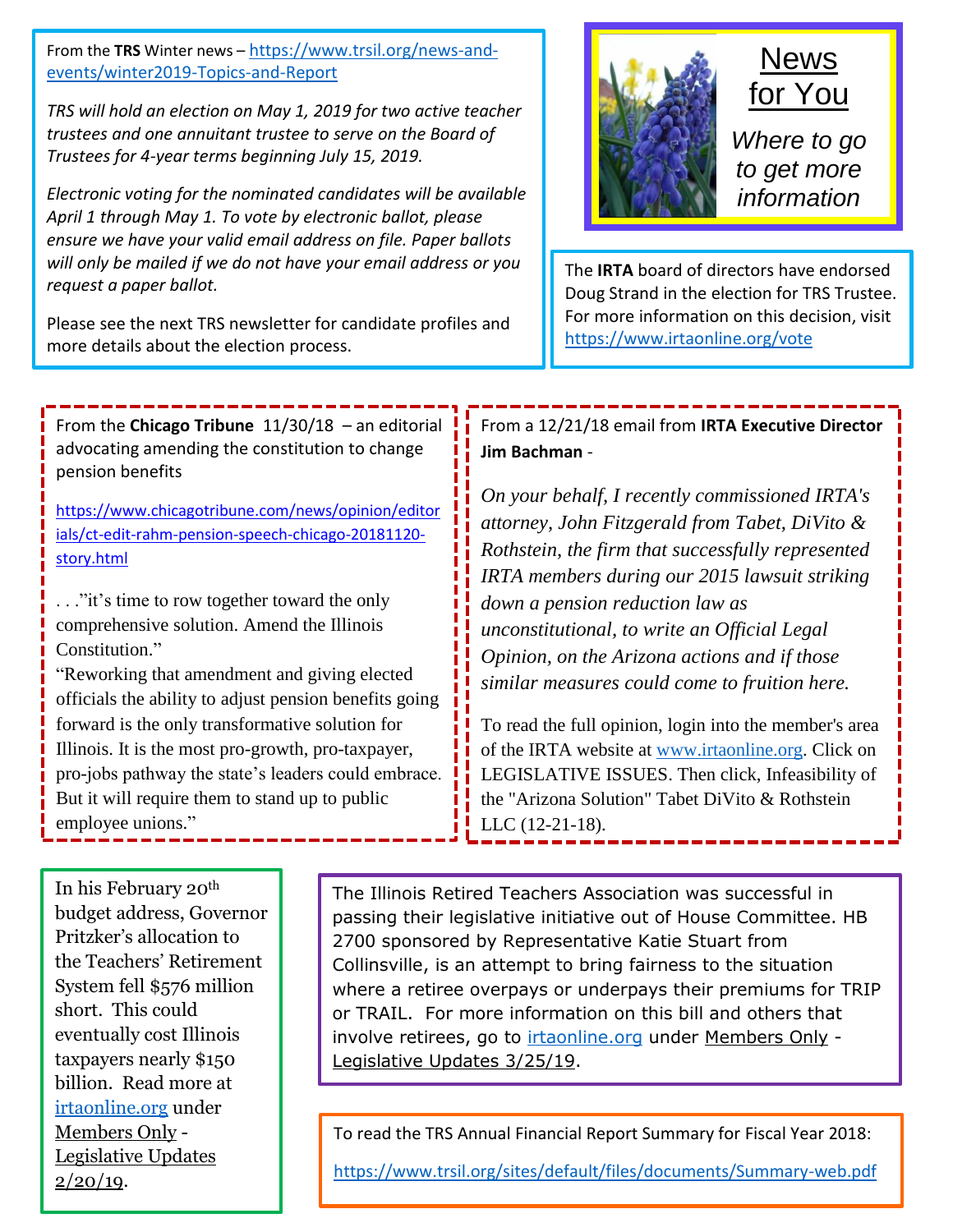# News for You

*Where to go to get more information*

From the **TRS** Winter news – https://www.trsil.org/news-and-events/winter2019-Topics-and-Report

*TRS will hold an election on May 1, 2019 for two active teacher trustees and one annuitant trustee to serve on the Board of Trustees for 4-year terms beginning July 15, 2019.*

*Electronic voting for the nominated candidates will be available April 1 through May 1. To vote by electronic ballot, please ensure we have your valid email address on file. Paper ballots will only be mailed if we do not have your email address or you request a paper ballot.*

Please see the next TRS newsletter for candidate profiles and more details about the election process.

The **IRTA** board of directors have endorsed Doug Strand in the election for TRS Trustee. For more information on this decision, visit https://www.irtaonline.org/vote

From the **Chicago Tribune** 11/30/18 – an editorial advocating amending the constitution to change pension benefits

https://www.chicagotribune.com/news/opinion/editorials/ct-edit-rahm-pension-speech-chicago-20181120-story.html

. . ."it's time to row together toward the only comprehensive solution. Amend the Illinois Constitution."

"Reworking that amendment and giving elected officials the ability to adjust pension benefits going forward is the only transformative solution for Illinois. It is the most pro-growth, pro-taxpayer, pro-jobs pathway the state's leaders could embrace. But it will require them to stand up to public employee unions."

From a 12/21/18 email from **IRTA Executive Director Jim Bachman** -

*On your behalf, I recently commissioned IRTA's attorney, John Fitzgerald from Tabet, DiVito & Rothstein, the firm that successfully represented IRTA members during our 2015 lawsuit striking down a pension reduction law as unconstitutional, to write an Official Legal Opinion, on the Arizona actions and if those similar measures could come to fruition here.*

To read the full opinion, login into the member's area of the IRTA website at www.irtaonline.org. Click on LEGISLATIVE ISSUES. Then click, Infeasibility of the "Arizona Solution" Tabet DiVito & Rothstein LLC (12-21-18).

In his February 20th budget address, Governor Pritzker's allocation to the Teachers' Retirement System fell $576 million short. This could eventually cost Illinois taxpayers nearly $150 billion. Read more at irtaonline.org under Members Only - Legislative Updates 2/20/19.

The Illinois Retired Teachers Association was successful in passing their legislative initiative out of House Committee. HB 2700 sponsored by Representative Katie Stuart from Collinsville, is an attempt to bring fairness to the situation where a retiree overpays or underpays their premiums for TRIP or TRAIL. For more information on this bill and others that involve retirees, go to irtaonline.org under Members Only - Legislative Updates 3/25/19.

To read the TRS Annual Financial Report Summary for Fiscal Year 2018:

https://www.trsil.org/sites/default/files/documents/Summary-web.pdf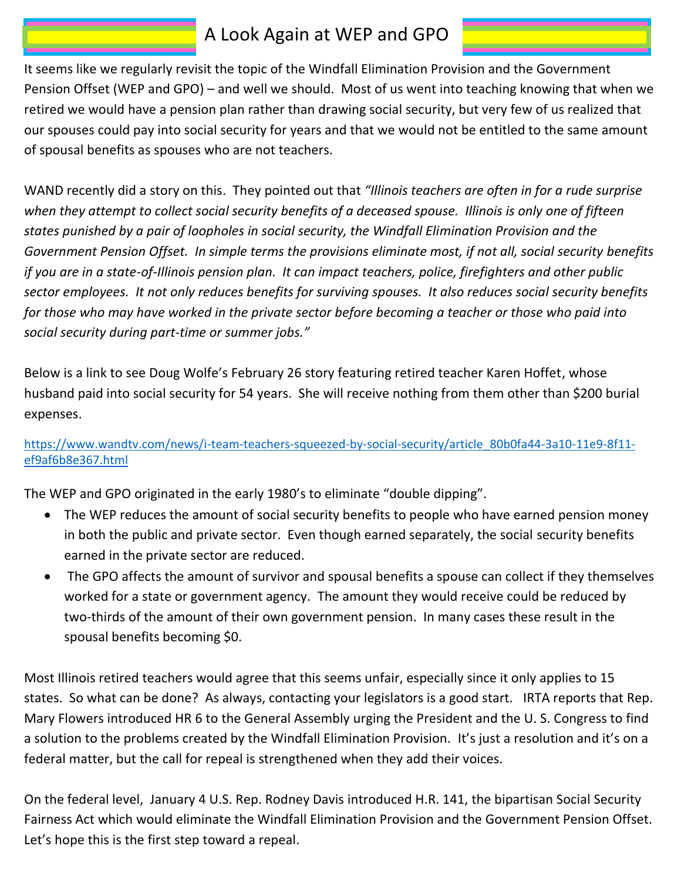# A Look Again at WEP and GPO

It seems like we regularly revisit the topic of the Windfall Elimination Provision and the Government Pension Offset (WEP and GPO) – and well we should. Most of us went into teaching knowing that when we retired we would have a pension plan rather than drawing social security, but very few of us realized that our spouses could pay into social security for years and that we would not be entitled to the same amount of spousal benefits as spouses who are not teachers.

WAND recently did a story on this. They pointed out that *"Illinois teachers are often in for a rude surprise when they attempt to collect social security benefits of a deceased spouse. Illinois is only one of fifteen states punished by a pair of loopholes in social security, the Windfall Elimination Provision and the Government Pension Offset. In simple terms the provisions eliminate most, if not all, social security benefits if you are in a state-of-Illinois pension plan. It can impact teachers, police, firefighters and other public sector employees. It not only reduces benefits for surviving spouses. It also reduces social security benefits for those who may have worked in the private sector before becoming a teacher or those who paid into social security during part-time or summer jobs."*

Below is a link to see Doug Wolfe's February 26 story featuring retired teacher Karen Hoffet, whose husband paid into social security for 54 years. She will receive nothing from them other than $200 burial expenses.

https://www.wandtv.com/news/i-team-teachers-squeezed-by-social-security/article_80b0fa44-3a10-11e9-8f11-ef9af6b8e367.html

The WEP and GPO originated in the early 1980's to eliminate "double dipping".

- The WEP reduces the amount of social security benefits to people who have earned pension money in both the public and private sector. Even though earned separately, the social security benefits earned in the private sector are reduced.
- The GPO affects the amount of survivor and spousal benefits a spouse can collect if they themselves worked for a state or government agency. The amount they would receive could be reduced by two-thirds of the amount of their own government pension. In many cases these result in the spousal benefits becoming $0.

Most Illinois retired teachers would agree that this seems unfair, especially since it only applies to 15 states. So what can be done? As always, contacting your legislators is a good start. IRTA reports that Rep. Mary Flowers introduced HR 6 to the General Assembly urging the President and the U. S. Congress to find a solution to the problems created by the Windfall Elimination Provision. It's just a resolution and it's on a federal matter, but the call for repeal is strengthened when they add their voices.

On the federal level, January 4 U.S. Rep. Rodney Davis introduced H.R. 141, the bipartisan Social Security Fairness Act which would eliminate the Windfall Elimination Provision and the Government Pension Offset. Let's hope this is the first step toward a repeal.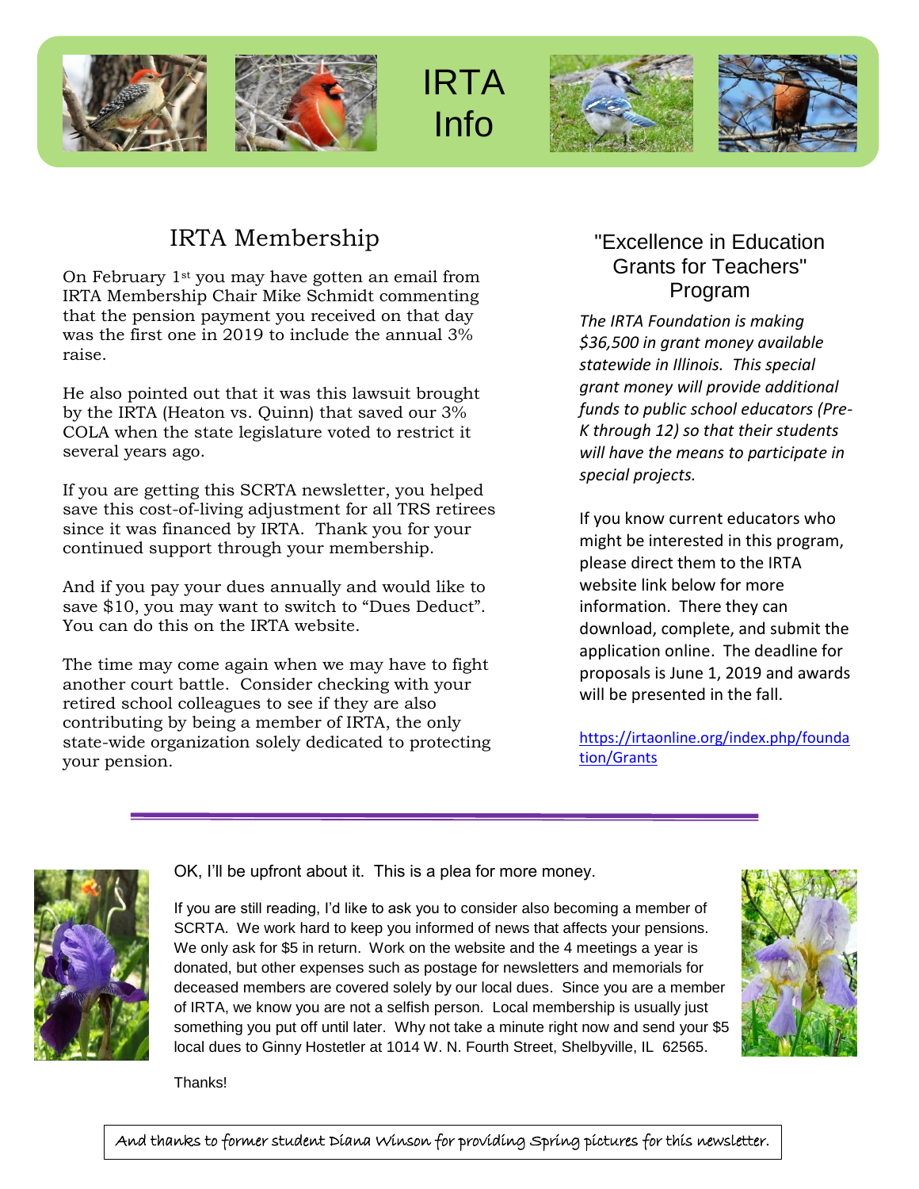# IRTA Info

## IRTA Membership

On February 1st you may have gotten an email from IRTA Membership Chair Mike Schmidt commenting that the pension payment you received on that day was the first one in 2019 to include the annual 3% raise.

He also pointed out that it was this lawsuit brought by the IRTA (Heaton vs. Quinn) that saved our 3% COLA when the state legislature voted to restrict it several years ago.

If you are getting this SCRTA newsletter, you helped save this cost-of-living adjustment for all TRS retirees since it was financed by IRTA. Thank you for your continued support through your membership.

And if you pay your dues annually and would like to save $10, you may want to switch to "Dues Deduct". You can do this on the IRTA website.

The time may come again when we may have to fight another court battle. Consider checking with your retired school colleagues to see if they are also contributing by being a member of IRTA, the only state-wide organization solely dedicated to protecting your pension.

## "Excellence in Education Grants for Teachers" Program

*The IRTA Foundation is making $36,500 in grant money available statewide in Illinois. This special grant money will provide additional funds to public school educators (Pre-K through 12) so that their students will have the means to participate in special projects.*

If you know current educators who might be interested in this program, please direct them to the IRTA website link below for more information. There they can download, complete, and submit the application online. The deadline for proposals is June 1, 2019 and awards will be presented in the fall.

https://irtaonline.org/index.php/foundation/Grants

---

OK, I'll be upfront about it. This is a plea for more money.

If you are still reading, I'd like to ask you to consider also becoming a member of SCRTA. We work hard to keep you informed of news that affects your pensions. We only ask for $5 in return. Work on the website and the 4 meetings a year is donated, but other expenses such as postage for newsletters and memorials for deceased members are covered solely by our local dues. Since you are a member of IRTA, we know you are not a selfish person. Local membership is usually just something you put off until later. Why not take a minute right now and send your $5 local dues to Ginny Hostetler at 1014 W. N. Fourth Street, Shelbyville, IL 62565.

Thanks!

And thanks to former student Diana Winson for providing Spring pictures for this newsletter.